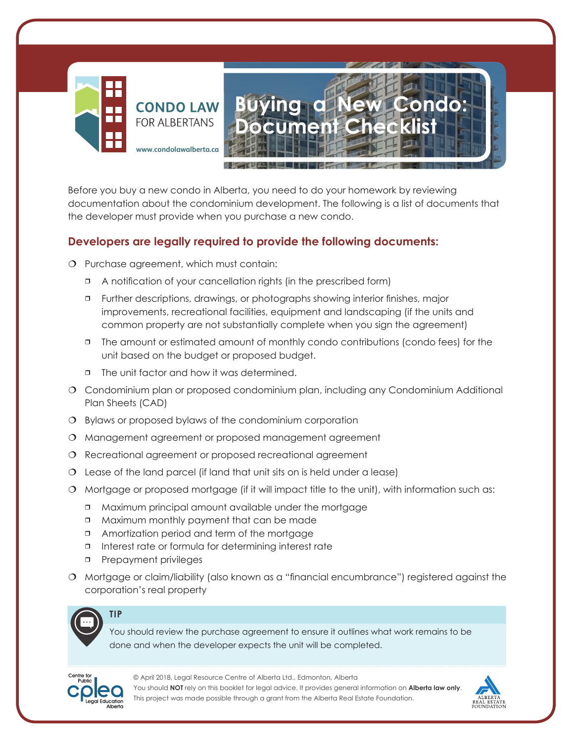CONDO LAW FOR ALBERTANS

www.condolawalberta.ca

# Buying a New Condo: Document Checklist

Before you buy a new condo in Alberta, you need to do your homework by reviewing documentation about the condominium development. The following is a list of documents that the developer must provide when you purchase a new condo.

## Developers are legally required to provide the following documents:

- ❍ Purchase agreement, which must contain:
  - ❐ A notification of your cancellation rights (in the prescribed form)
  - ❐ Further descriptions, drawings, or photographs showing interior finishes, major improvements, recreational facilities, equipment and landscaping (if the units and common property are not substantially complete when you sign the agreement)
  - ❐ The amount or estimated amount of monthly condo contributions (condo fees) for the unit based on the budget or proposed budget.
  - ❐ The unit factor and how it was determined.
- ❍ Condominium plan or proposed condominium plan, including any Condominium Additional Plan Sheets (CAD)
- ❍ Bylaws or proposed bylaws of the condominium corporation
- ❍ Management agreement or proposed management agreement
- ❍ Recreational agreement or proposed recreational agreement
- ❍ Lease of the land parcel (if land that unit sits on is held under a lease)
- ❍ Mortgage or proposed mortgage (if it will impact title to the unit), with information such as:
  - ❐ Maximum principal amount available under the mortgage
  - ❐ Maximum monthly payment that can be made
  - ❐ Amortization period and term of the mortgage
  - ❐ Interest rate or formula for determining interest rate
  - ❐ Prepayment privileges
- ❍ Mortgage or claim/liability (also known as a "financial encumbrance") registered against the corporation's real property

**TIP**

You should review the purchase agreement to ensure it outlines what work remains to be done and when the developer expects the unit will be completed.

© April 2018, Legal Resource Centre of Alberta Ltd., Edmonton, Alberta
You should **NOT** rely on this booklet for legal advice. It provides general information on **Alberta law only**.
This project was made possible through a grant from the Alberta Real Estate Foundation.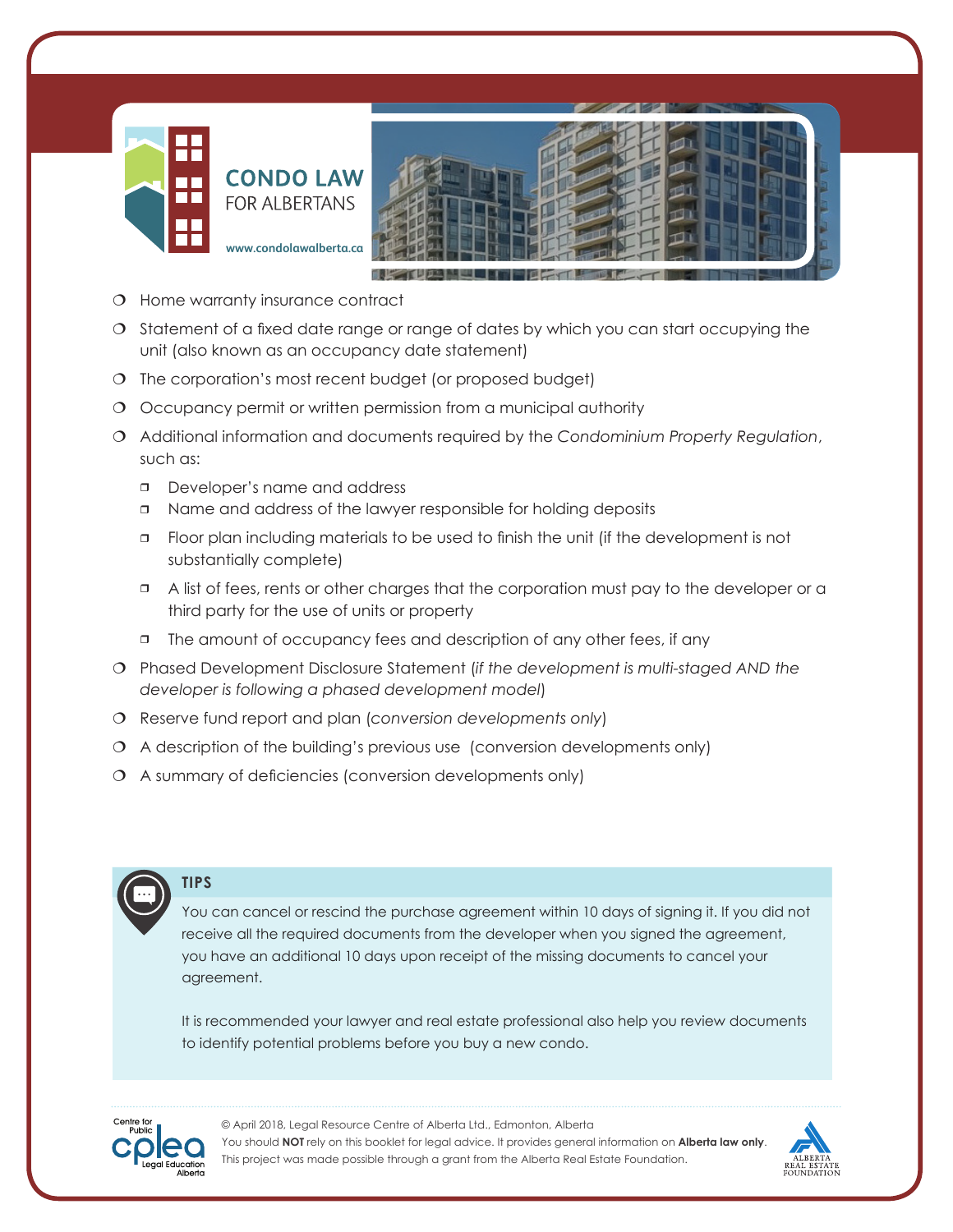- Home warranty insurance contract
- Statement of a fixed date range or range of dates by which you can start occupying the unit (also known as an occupancy date statement)
- The corporation's most recent budget (or proposed budget)
- Occupancy permit or written permission from a municipal authority
- Additional information and documents required by the *Condominium Property Regulation*, such as:
  - Developer's name and address
  - Name and address of the lawyer responsible for holding deposits
  - Floor plan including materials to be used to finish the unit (if the development is not substantially complete)
  - A list of fees, rents or other charges that the corporation must pay to the developer or a third party for the use of units or property
  - The amount of occupancy fees and description of any other fees, if any
- Phased Development Disclosure Statement (*if the development is multi-staged AND the developer is following a phased development model*)
- Reserve fund report and plan (*conversion developments only*)
- A description of the building's previous use (conversion developments only)
- A summary of deficiencies (conversion developments only)

### TIPS

You can cancel or rescind the purchase agreement within 10 days of signing it. If you did not receive all the required documents from the developer when you signed the agreement, you have an additional 10 days upon receipt of the missing documents to cancel your agreement.

It is recommended your lawyer and real estate professional also help you review documents to identify potential problems before you buy a new condo.

© April 2018, Legal Resource Centre of Alberta Ltd., Edmonton, Alberta
You should **NOT** rely on this booklet for legal advice. It provides general information on **Alberta law only**.
This project was made possible through a grant from the Alberta Real Estate Foundation.